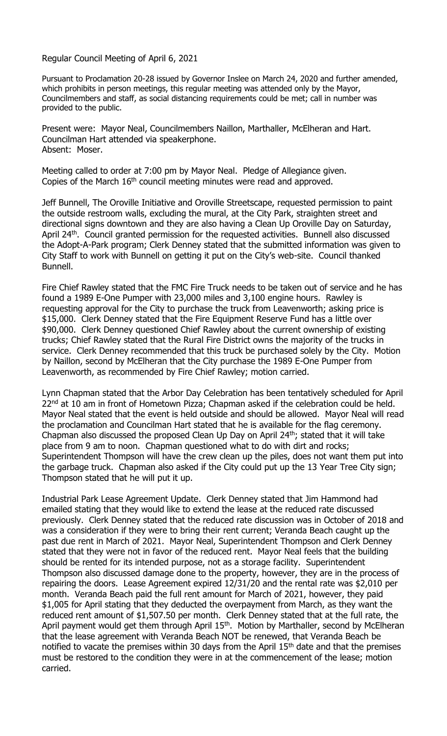Regular Council Meeting of April 6, 2021

Pursuant to Proclamation 20-28 issued by Governor Inslee on March 24, 2020 and further amended, which prohibits in person meetings, this regular meeting was attended only by the Mayor, Councilmembers and staff, as social distancing requirements could be met; call in number was provided to the public.

Present were: Mayor Neal, Councilmembers Naillon, Marthaller, McElheran and Hart. Councilman Hart attended via speakerphone.
Absent: Moser.

Meeting called to order at 7:00 pm by Mayor Neal. Pledge of Allegiance given.
Copies of the March 16th council meeting minutes were read and approved.

Jeff Bunnell, The Oroville Initiative and Oroville Streetscape, requested permission to paint the outside restroom walls, excluding the mural, at the City Park, straighten street and directional signs downtown and they are also having a Clean Up Oroville Day on Saturday, April 24th. Council granted permission for the requested activities. Bunnell also discussed the Adopt-A-Park program; Clerk Denney stated that the submitted information was given to City Staff to work with Bunnell on getting it put on the City's web-site. Council thanked Bunnell.

Fire Chief Rawley stated that the FMC Fire Truck needs to be taken out of service and he has found a 1989 E-One Pumper with 23,000 miles and 3,100 engine hours. Rawley is requesting approval for the City to purchase the truck from Leavenworth; asking price is $15,000. Clerk Denney stated that the Fire Equipment Reserve Fund has a little over $90,000. Clerk Denney questioned Chief Rawley about the current ownership of existing trucks; Chief Rawley stated that the Rural Fire District owns the majority of the trucks in service. Clerk Denney recommended that this truck be purchased solely by the City. Motion by Naillon, second by McElheran that the City purchase the 1989 E-One Pumper from Leavenworth, as recommended by Fire Chief Rawley; motion carried.

Lynn Chapman stated that the Arbor Day Celebration has been tentatively scheduled for April 22nd at 10 am in front of Hometown Pizza; Chapman asked if the celebration could be held. Mayor Neal stated that the event is held outside and should be allowed. Mayor Neal will read the proclamation and Councilman Hart stated that he is available for the flag ceremony. Chapman also discussed the proposed Clean Up Day on April 24th; stated that it will take place from 9 am to noon. Chapman questioned what to do with dirt and rocks; Superintendent Thompson will have the crew clean up the piles, does not want them put into the garbage truck. Chapman also asked if the City could put up the 13 Year Tree City sign; Thompson stated that he will put it up.

Industrial Park Lease Agreement Update. Clerk Denney stated that Jim Hammond had emailed stating that they would like to extend the lease at the reduced rate discussed previously. Clerk Denney stated that the reduced rate discussion was in October of 2018 and was a consideration if they were to bring their rent current; Veranda Beach caught up the past due rent in March of 2021. Mayor Neal, Superintendent Thompson and Clerk Denney stated that they were not in favor of the reduced rent. Mayor Neal feels that the building should be rented for its intended purpose, not as a storage facility. Superintendent Thompson also discussed damage done to the property, however, they are in the process of repairing the doors. Lease Agreement expired 12/31/20 and the rental rate was $2,010 per month. Veranda Beach paid the full rent amount for March of 2021, however, they paid $1,005 for April stating that they deducted the overpayment from March, as they want the reduced rent amount of $1,507.50 per month. Clerk Denney stated that at the full rate, the April payment would get them through April 15th. Motion by Marthaller, second by McElheran that the lease agreement with Veranda Beach NOT be renewed, that Veranda Beach be notified to vacate the premises within 30 days from the April 15th date and that the premises must be restored to the condition they were in at the commencement of the lease; motion carried.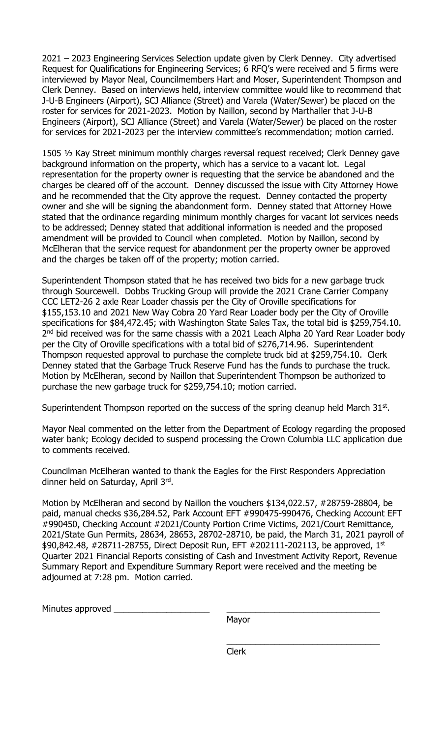2021 – 2023 Engineering Services Selection update given by Clerk Denney. City advertised Request for Qualifications for Engineering Services; 6 RFQ's were received and 5 firms were interviewed by Mayor Neal, Councilmembers Hart and Moser, Superintendent Thompson and Clerk Denney. Based on interviews held, interview committee would like to recommend that J-U-B Engineers (Airport), SCJ Alliance (Street) and Varela (Water/Sewer) be placed on the roster for services for 2021-2023. Motion by Naillon, second by Marthaller that J-U-B Engineers (Airport), SCJ Alliance (Street) and Varela (Water/Sewer) be placed on the roster for services for 2021-2023 per the interview committee's recommendation; motion carried.

1505 ½ Kay Street minimum monthly charges reversal request received; Clerk Denney gave background information on the property, which has a service to a vacant lot. Legal representation for the property owner is requesting that the service be abandoned and the charges be cleared off of the account. Denney discussed the issue with City Attorney Howe and he recommended that the City approve the request. Denney contacted the property owner and she will be signing the abandonment form. Denney stated that Attorney Howe stated that the ordinance regarding minimum monthly charges for vacant lot services needs to be addressed; Denney stated that additional information is needed and the proposed amendment will be provided to Council when completed. Motion by Naillon, second by McElheran that the service request for abandonment per the property owner be approved and the charges be taken off of the property; motion carried.

Superintendent Thompson stated that he has received two bids for a new garbage truck through Sourcewell. Dobbs Trucking Group will provide the 2021 Crane Carrier Company CCC LET2-26 2 axle Rear Loader chassis per the City of Oroville specifications for $155,153.10 and 2021 New Way Cobra 20 Yard Rear Loader body per the City of Oroville specifications for $84,472.45; with Washington State Sales Tax, the total bid is $259,754.10. 2nd bid received was for the same chassis with a 2021 Leach Alpha 20 Yard Rear Loader body per the City of Oroville specifications with a total bid of $276,714.96. Superintendent Thompson requested approval to purchase the complete truck bid at $259,754.10. Clerk Denney stated that the Garbage Truck Reserve Fund has the funds to purchase the truck. Motion by McElheran, second by Naillon that Superintendent Thompson be authorized to purchase the new garbage truck for $259,754.10; motion carried.

Superintendent Thompson reported on the success of the spring cleanup held March 31st.

Mayor Neal commented on the letter from the Department of Ecology regarding the proposed water bank; Ecology decided to suspend processing the Crown Columbia LLC application due to comments received.

Councilman McElheran wanted to thank the Eagles for the First Responders Appreciation dinner held on Saturday, April 3rd.

Motion by McElheran and second by Naillon the vouchers $134,022.57, #28759-28804, be paid, manual checks $36,284.52, Park Account EFT #990475-990476, Checking Account EFT #990450, Checking Account #2021/County Portion Crime Victims, 2021/Court Remittance, 2021/State Gun Permits, 28634, 28653, 28702-28710, be paid, the March 31, 2021 payroll of $90,842.48, #28711-28755, Direct Deposit Run, EFT #202111-202113, be approved, 1st Quarter 2021 Financial Reports consisting of Cash and Investment Activity Report, Revenue Summary Report and Expenditure Summary Report were received and the meeting be adjourned at 7:28 pm. Motion carried.

Minutes approved ____________________ ________________________________

Mayor

________________________________

Clerk